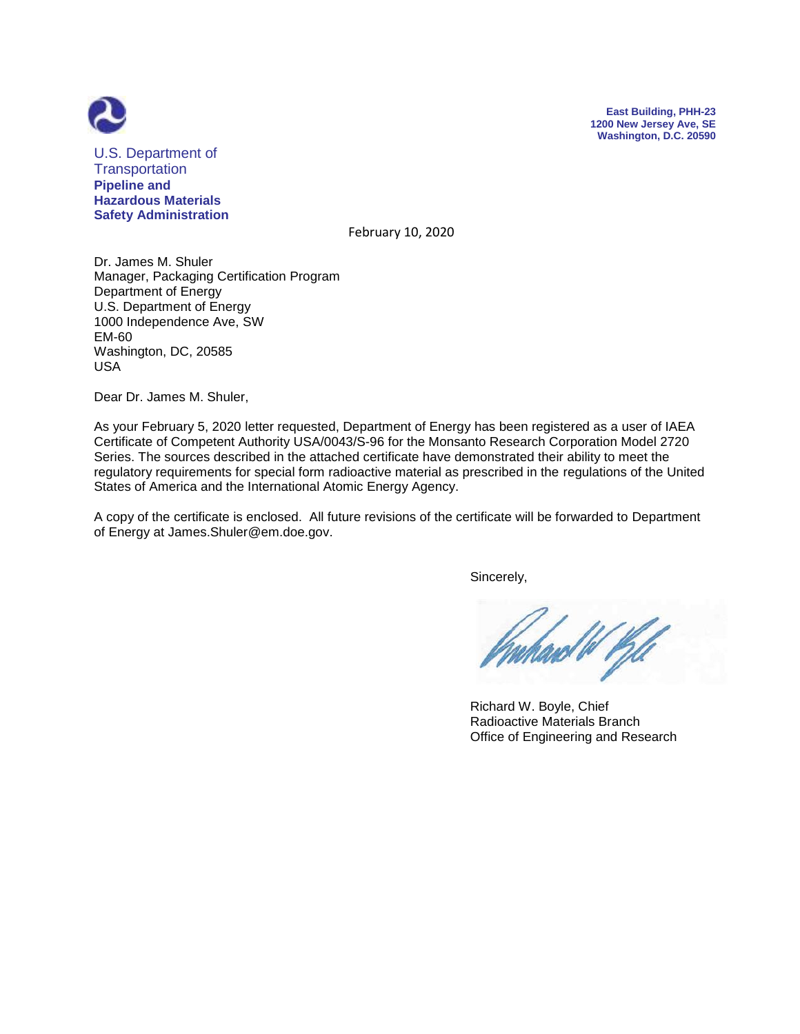U.S. Department of Transportation
**Pipeline and Hazardous Materials Safety Administration**

**East Building, PHH-23**
**1200 New Jersey Ave, SE**
**Washington, D.C. 20590**

February 10, 2020

Dr. James M. Shuler
Manager, Packaging Certification Program
Department of Energy
U.S. Department of Energy
1000 Independence Ave, SW
EM-60
Washington, DC, 20585
USA

Dear Dr. James M. Shuler,

As your February 5, 2020 letter requested, Department of Energy has been registered as a user of IAEA Certificate of Competent Authority USA/0043/S-96 for the Monsanto Research Corporation Model 2720 Series. The sources described in the attached certificate have demonstrated their ability to meet the regulatory requirements for special form radioactive material as prescribed in the regulations of the United States of America and the International Atomic Energy Agency.

A copy of the certificate is enclosed. All future revisions of the certificate will be forwarded to Department of Energy at James.Shuler@em.doe.gov.

Sincerely,

Richard W. Boyle, Chief
Radioactive Materials Branch
Office of Engineering and Research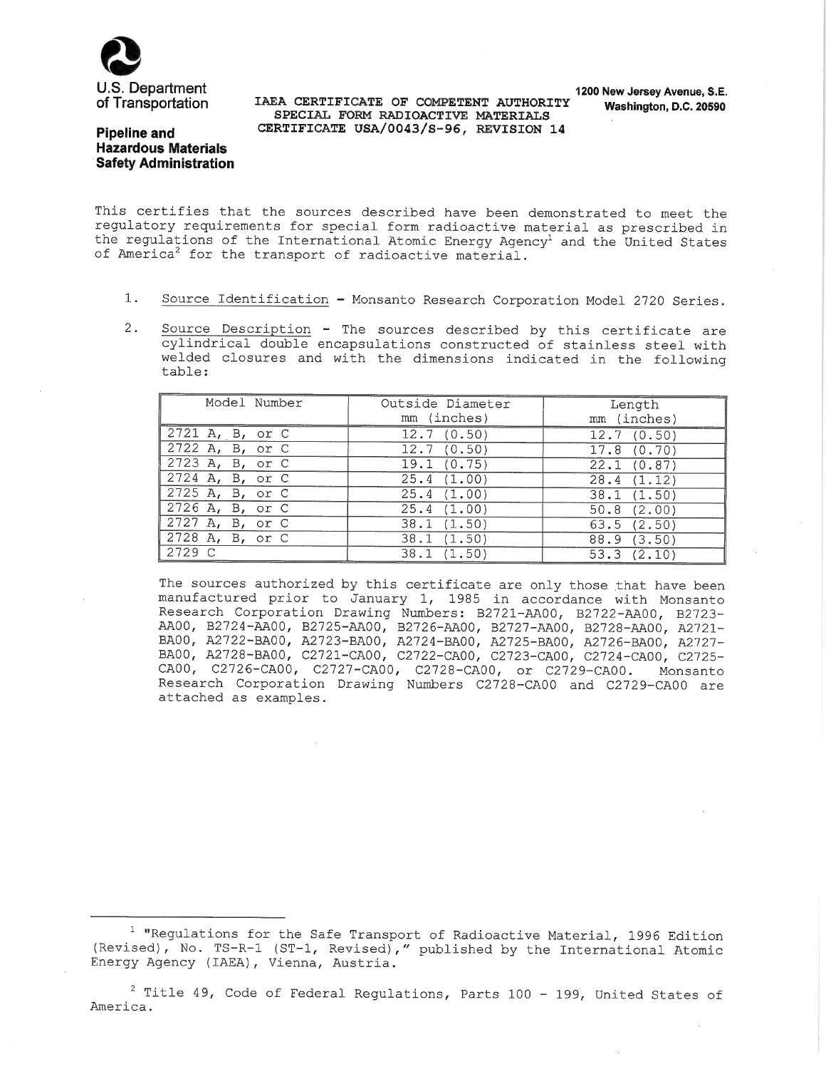U.S. Department of Transportation

**Pipeline and Hazardous Materials Safety Administration**

1200 New Jersey Avenue, S.E.
Washington, D.C. 20590

IAEA CERTIFICATE OF COMPETENT AUTHORITY
SPECIAL FORM RADIOACTIVE MATERIALS
CERTIFICATE USA/0043/S-96, REVISION 14

This certifies that the sources described have been demonstrated to meet the regulatory requirements for special form radioactive material as prescribed in the regulations of the International Atomic Energy Agency[1] and the United States of America[2] for the transport of radioactive material.

1. Source Identification - Monsanto Research Corporation Model 2720 Series.

2. Source Description - The sources described by this certificate are cylindrical double encapsulations constructed of stainless steel with welded closures and with the dimensions indicated in the following table:

| Model Number | Outside Diameter mm (inches) | Length mm (inches) |
|---|---|---|
| 2721 A, B, or C | 12.7 (0.50) | 12.7 (0.50) |
| 2722 A, B, or C | 12.7 (0.50) | 17.8 (0.70) |
| 2723 A, B, or C | 19.1 (0.75) | 22.1 (0.87) |
| 2724 A, B, or C | 25.4 (1.00) | 28.4 (1.12) |
| 2725 A, B, or C | 25.4 (1.00) | 38.1 (1.50) |
| 2726 A, B, or C | 25.4 (1.00) | 50.8 (2.00) |
| 2727 A, B, or C | 38.1 (1.50) | 63.5 (2.50) |
| 2728 A, B, or C | 38.1 (1.50) | 88.9 (3.50) |
| 2729 C | 38.1 (1.50) | 53.3 (2.10) |

The sources authorized by this certificate are only those that have been manufactured prior to January 1, 1985 in accordance with Monsanto Research Corporation Drawing Numbers: B2721-AA00, B2722-AA00, B2723-AA00, B2724-AA00, B2725-AA00, B2726-AA00, B2727-AA00, B2728-AA00, A2721-BA00, A2722-BA00, A2723-BA00, A2724-BA00, A2725-BA00, A2726-BA00, A2727-BA00, A2728-BA00, C2721-CA00, C2722-CA00, C2723-CA00, C2724-CA00, C2725-CA00, C2726-CA00, C2727-CA00, C2728-CA00, or C2729-CA00. Monsanto Research Corporation Drawing Numbers C2728-CA00 and C2729-CA00 are attached as examples.

---

[1] "Regulations for the Safe Transport of Radioactive Material, 1996 Edition (Revised), No. TS-R-1 (ST-1, Revised)," published by the International Atomic Energy Agency (IAEA), Vienna, Austria.

[2] Title 49, Code of Federal Regulations, Parts 100 - 199, United States of America.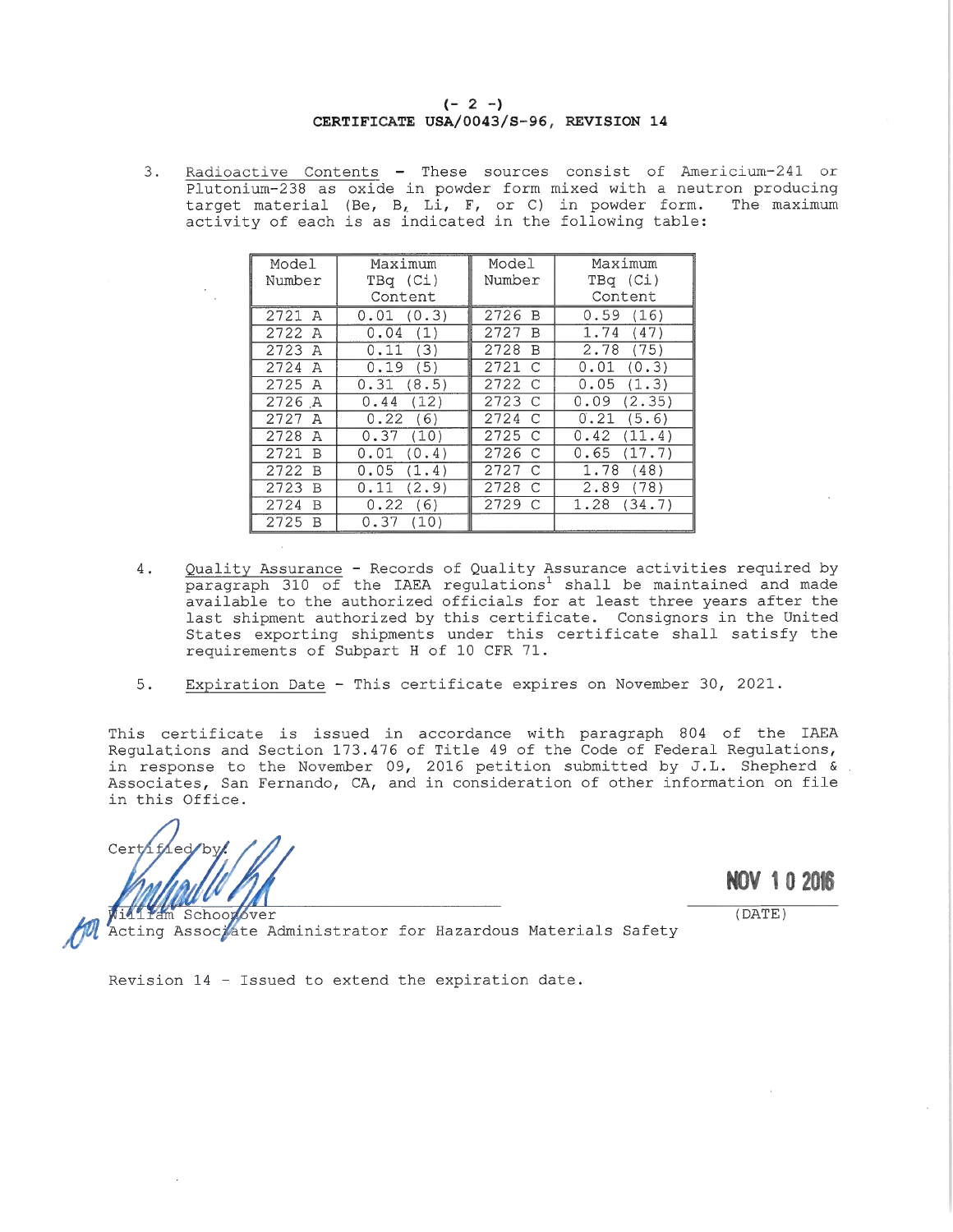**CERTIFICATE USA/0043/S-96, REVISION 14**

3. Radioactive Contents - These sources consist of Americium-241 or Plutonium-238 as oxide in powder form mixed with a neutron producing target material (Be, B, Li, F, or C) in powder form. The maximum activity of each is as indicated in the following table:

| Model Number | Maximum TBq (Ci) Content | Model Number | Maximum TBq (Ci) Content |
|---|---|---|---|
| 2721 A | 0.01 (0.3) | 2726 B | 0.59 (16) |
| 2722 A | 0.04 (1) | 2727 B | 1.74 (47) |
| 2723 A | 0.11 (3) | 2728 B | 2.78 (75) |
| 2724 A | 0.19 (5) | 2721 C | 0.01 (0.3) |
| 2725 A | 0.31 (8.5) | 2722 C | 0.05 (1.3) |
| 2726 A | 0.44 (12) | 2723 C | 0.09 (2.35) |
| 2727 A | 0.22 (6) | 2724 C | 0.21 (5.6) |
| 2728 A | 0.37 (10) | 2725 C | 0.42 (11.4) |
| 2721 B | 0.01 (0.4) | 2726 C | 0.65 (17.7) |
| 2722 B | 0.05 (1.4) | 2727 C | 1.78 (48) |
| 2723 B | 0.11 (2.9) | 2728 C | 2.89 (78) |
| 2724 B | 0.22 (6) | 2729 C | 1.28 (34.7) |
| 2725 B | 0.37 (10) | | |

4. Quality Assurance - Records of Quality Assurance activities required by paragraph 310 of the IAEA regulations[1] shall be maintained and made available to the authorized officials for at least three years after the last shipment authorized by this certificate. Consignors in the United States exporting shipments under this certificate shall satisfy the requirements of Subpart H of 10 CFR 71.

5. Expiration Date - This certificate expires on November 30, 2021.

This certificate is issued in accordance with paragraph 804 of the IAEA Regulations and Section 173.476 of Title 49 of the Code of Federal Regulations, in response to the November 09, 2016 petition submitted by J.L. Shepherd & Associates, San Fernando, CA, and in consideration of other information on file in this Office.

Certified by:

William Schoonover
Acting Associate Administrator for Hazardous Materials Safety

NOV 10 2016
(DATE)

Revision 14 - Issued to extend the expiration date.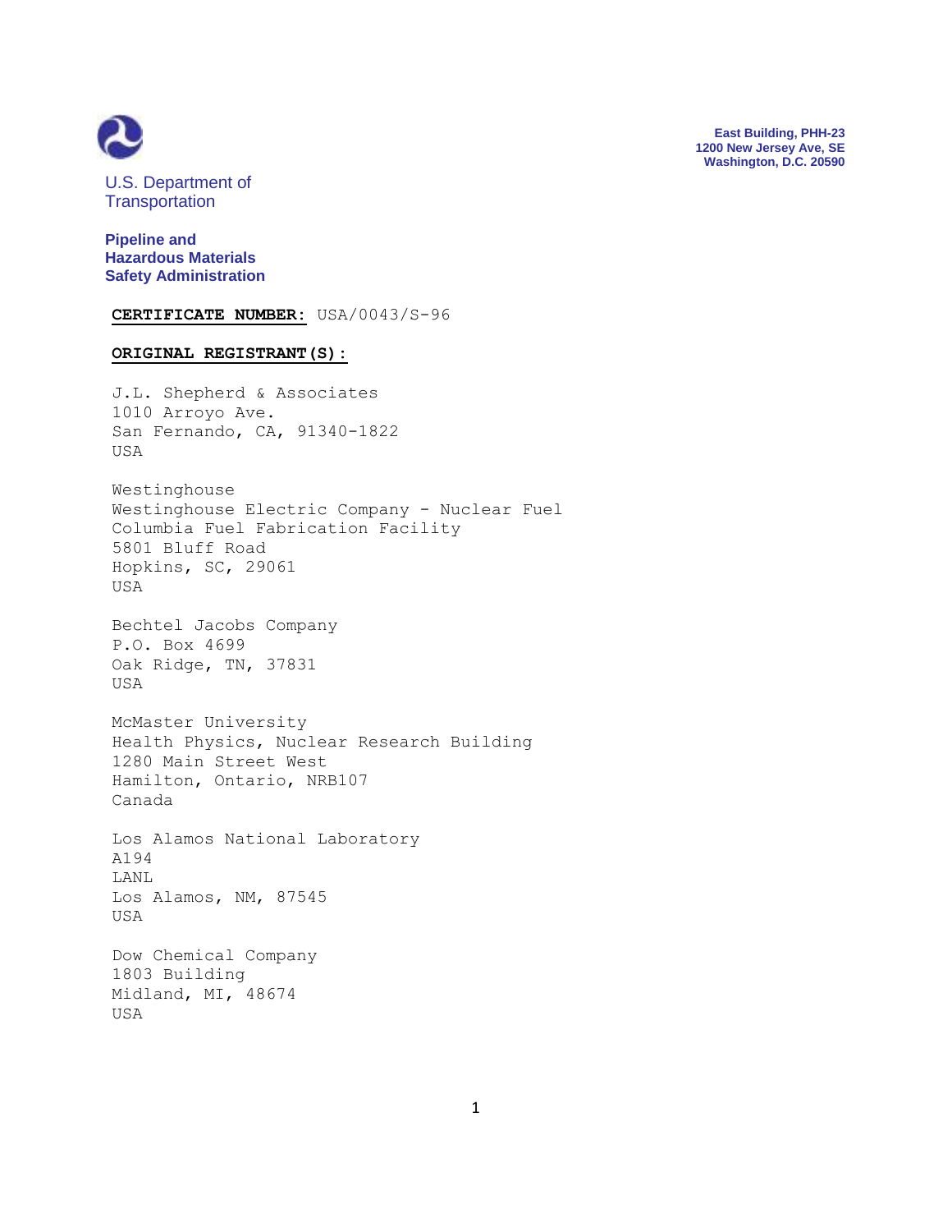U.S. Department of Transportation

**Pipeline and Hazardous Materials Safety Administration**

East Building, PHH-23
1200 New Jersey Ave, SE
Washington, D.C. 20590

**CERTIFICATE NUMBER:** USA/0043/S-96

**ORIGINAL REGISTRANT(S):**

J.L. Shepherd & Associates
1010 Arroyo Ave.
San Fernando, CA, 91340-1822
USA

Westinghouse
Westinghouse Electric Company - Nuclear Fuel
Columbia Fuel Fabrication Facility
5801 Bluff Road
Hopkins, SC, 29061
USA

Bechtel Jacobs Company
P.O. Box 4699
Oak Ridge, TN, 37831
USA

McMaster University
Health Physics, Nuclear Research Building
1280 Main Street West
Hamilton, Ontario, NRB107
Canada

Los Alamos National Laboratory
A194
LANL
Los Alamos, NM, 87545
USA

Dow Chemical Company
1803 Building
Midland, MI, 48674
USA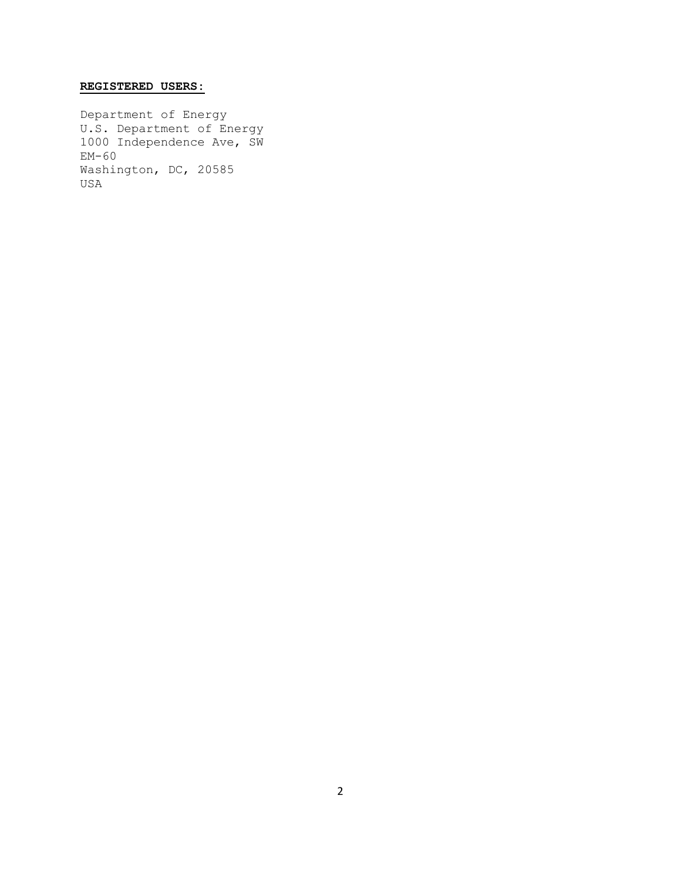**REGISTERED USERS:**

Department of Energy
U.S. Department of Energy
1000 Independence Ave, SW
EM-60
Washington, DC, 20585
USA